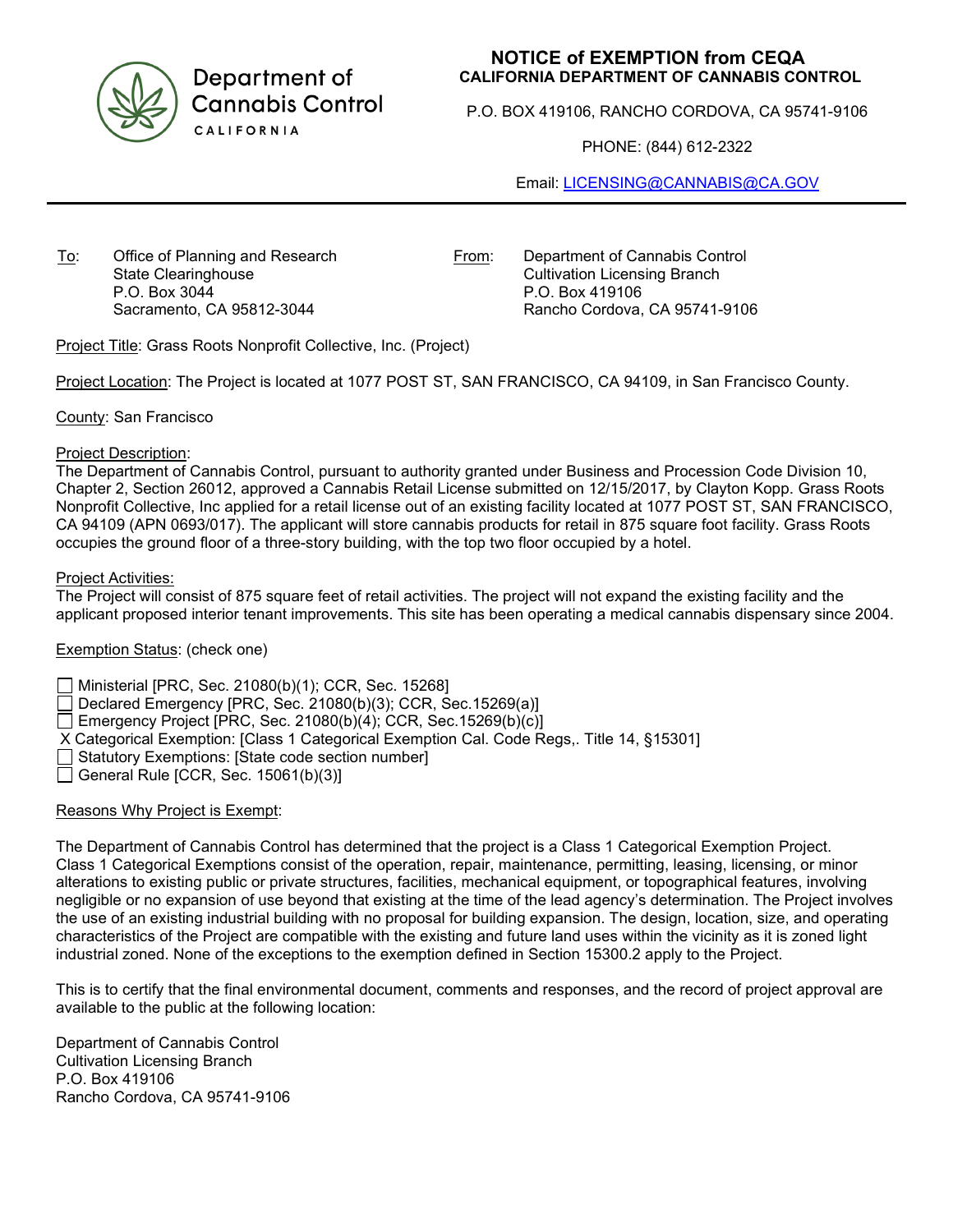Department of Cannabis Control
CALIFORNIA

# NOTICE of EXEMPTION from CEQA

**CALIFORNIA DEPARTMENT OF CANNABIS CONTROL**

P.O. BOX 419106, RANCHO CORDOVA, CA 95741-9106

PHONE: (844) 612-2322

Email: LICENSING@CANNABIS@CA.GOV

---

To: Office of Planning and Research
State Clearinghouse
P.O. Box 3044
Sacramento, CA 95812-3044

From: Department of Cannabis Control
Cultivation Licensing Branch
P.O. Box 419106
Rancho Cordova, CA 95741-9106

Project Title: Grass Roots Nonprofit Collective, Inc. (Project)

Project Location: The Project is located at 1077 POST ST, SAN FRANCISCO, CA 94109, in San Francisco County.

County: San Francisco

Project Description:
The Department of Cannabis Control, pursuant to authority granted under Business and Procession Code Division 10, Chapter 2, Section 26012, approved a Cannabis Retail License submitted on 12/15/2017, by Clayton Kopp. Grass Roots Nonprofit Collective, Inc applied for a retail license out of an existing facility located at 1077 POST ST, SAN FRANCISCO, CA 94109 (APN 0693/017). The applicant will store cannabis products for retail in 875 square foot facility. Grass Roots occupies the ground floor of a three-story building, with the top two floor occupied by a hotel.

Project Activities:
The Project will consist of 875 square feet of retail activities. The project will not expand the existing facility and the applicant proposed interior tenant improvements. This site has been operating a medical cannabis dispensary since 2004.

Exemption Status: (check one)

- ☐ Ministerial [PRC, Sec. 21080(b)(1); CCR, Sec. 15268]
- ☐ Declared Emergency [PRC, Sec. 21080(b)(3); CCR, Sec.15269(a)]
- ☐ Emergency Project [PRC, Sec. 21080(b)(4); CCR, Sec.15269(b)(c)]
- X Categorical Exemption: [Class 1 Categorical Exemption Cal. Code Regs,. Title 14, §15301]
- ☐ Statutory Exemptions: [State code section number]
- ☐ General Rule [CCR, Sec. 15061(b)(3)]

Reasons Why Project is Exempt:

The Department of Cannabis Control has determined that the project is a Class 1 Categorical Exemption Project. Class 1 Categorical Exemptions consist of the operation, repair, maintenance, permitting, leasing, licensing, or minor alterations to existing public or private structures, facilities, mechanical equipment, or topographical features, involving negligible or no expansion of use beyond that existing at the time of the lead agency's determination. The Project involves the use of an existing industrial building with no proposal for building expansion. The design, location, size, and operating characteristics of the Project are compatible with the existing and future land uses within the vicinity as it is zoned light industrial zoned. None of the exceptions to the exemption defined in Section 15300.2 apply to the Project.

This is to certify that the final environmental document, comments and responses, and the record of project approval are available to the public at the following location:

Department of Cannabis Control
Cultivation Licensing Branch
P.O. Box 419106
Rancho Cordova, CA 95741-9106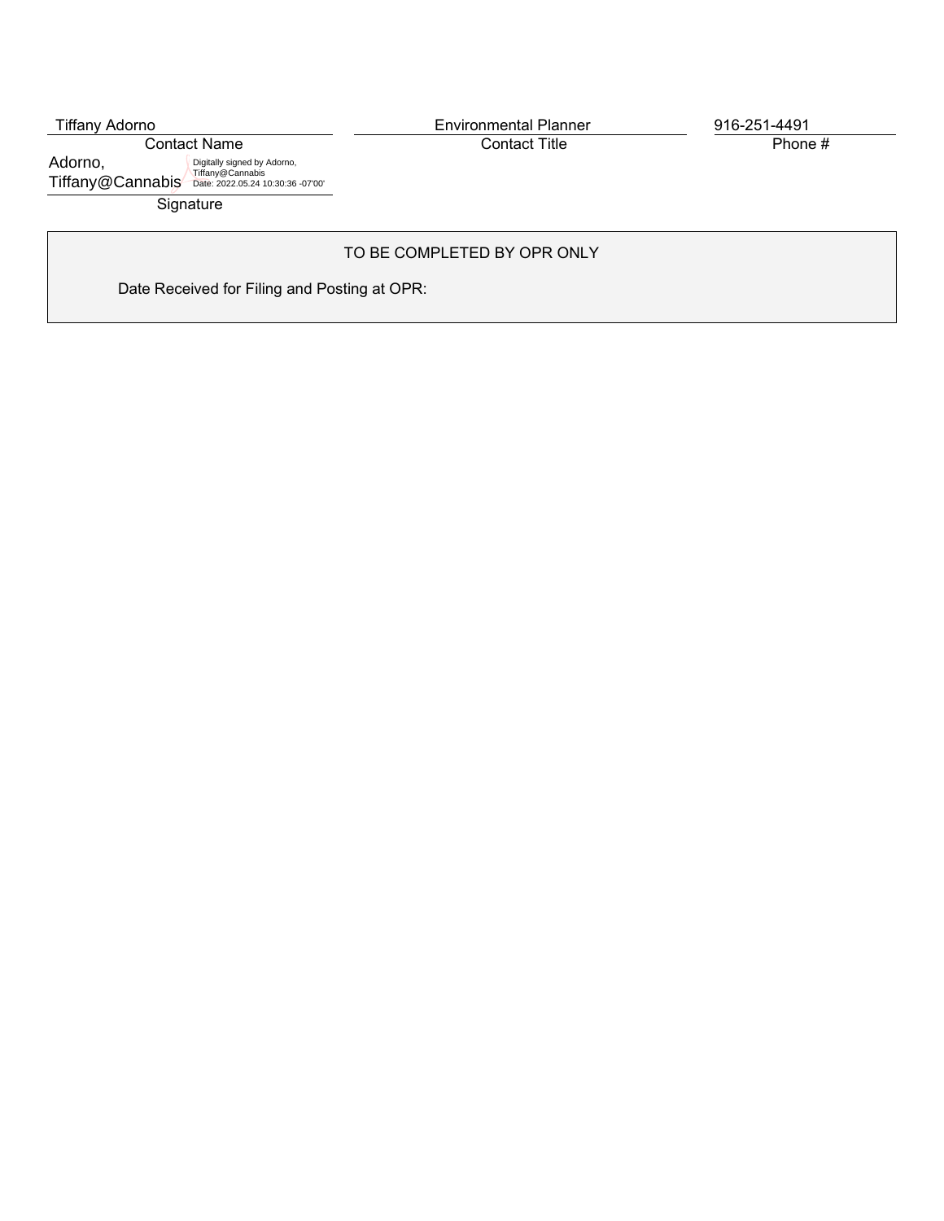| Tiffany Adorno | Environmental Planner | 916-251-4491 |
|---|---|---|
| Contact Name | Contact Title | Phone # |

Adorno, Tiffany@Cannabis Digitally signed by Adorno, Tiffany@Cannabis Date: 2022.05.24 10:30:36 -07'00'

Signature

TO BE COMPLETED BY OPR ONLY

Date Received for Filing and Posting at OPR: